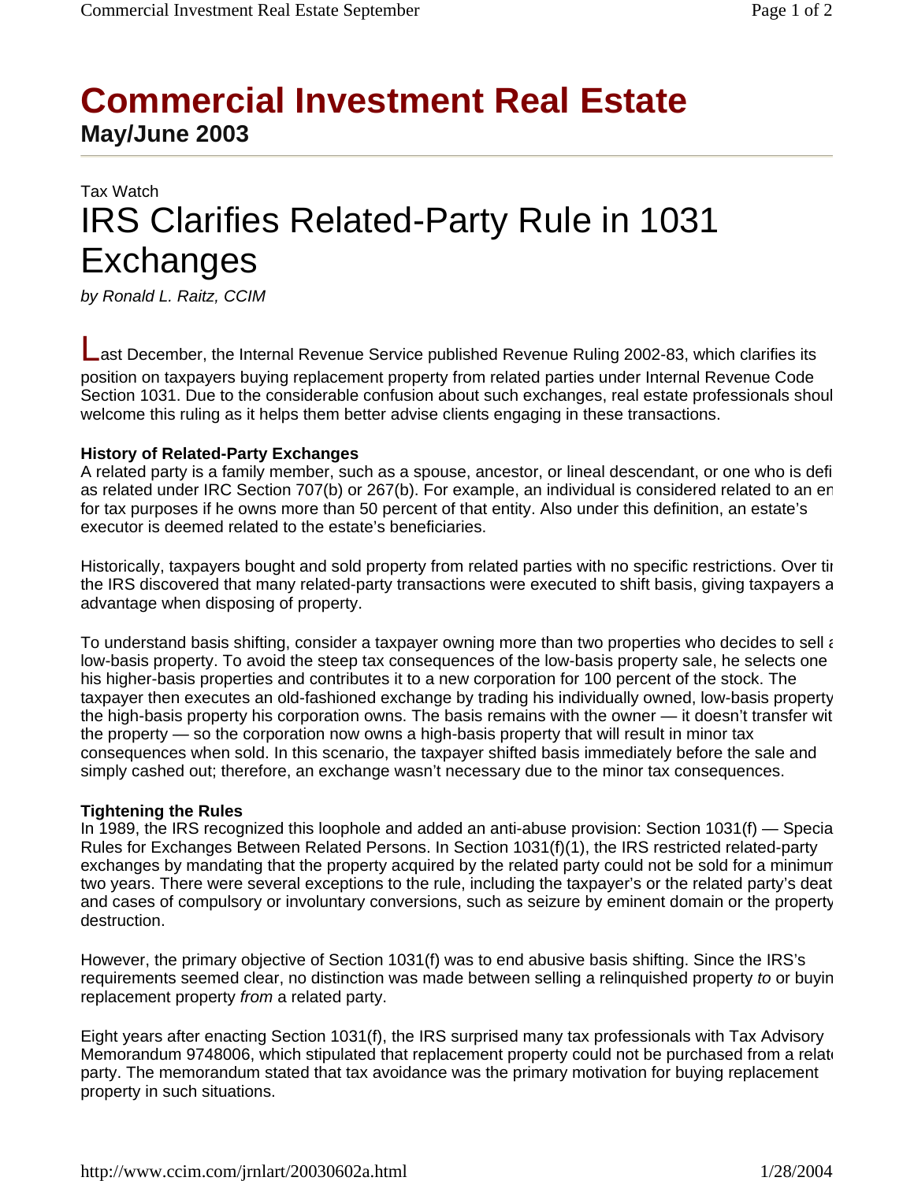# Commercial Investment Real Estate

**May/June 2003**

Tax Watch

## IRS Clarifies Related-Party Rule in 1031 Exchanges

*by Ronald L. Raitz, CCIM*

Last December, the Internal Revenue Service published Revenue Ruling 2002-83, which clarifies its position on taxpayers buying replacement property from related parties under Internal Revenue Code Section 1031. Due to the considerable confusion about such exchanges, real estate professionals shoul welcome this ruling as it helps them better advise clients engaging in these transactions.

### History of Related-Party Exchanges

A related party is a family member, such as a spouse, ancestor, or lineal descendant, or one who is defi as related under IRC Section 707(b) or 267(b). For example, an individual is considered related to an en for tax purposes if he owns more than 50 percent of that entity. Also under this definition, an estate's executor is deemed related to the estate's beneficiaries.

Historically, taxpayers bought and sold property from related parties with no specific restrictions. Over ti the IRS discovered that many related-party transactions were executed to shift basis, giving taxpayers a advantage when disposing of property.

To understand basis shifting, consider a taxpayer owning more than two properties who decides to sell a low-basis property. To avoid the steep tax consequences of the low-basis property sale, he selects one his higher-basis properties and contributes it to a new corporation for 100 percent of the stock. The taxpayer then executes an old-fashioned exchange by trading his individually owned, low-basis property the high-basis property his corporation owns. The basis remains with the owner — it doesn't transfer wit the property — so the corporation now owns a high-basis property that will result in minor tax consequences when sold. In this scenario, the taxpayer shifted basis immediately before the sale and simply cashed out; therefore, an exchange wasn't necessary due to the minor tax consequences.

### Tightening the Rules

In 1989, the IRS recognized this loophole and added an anti-abuse provision: Section 1031(f) — Specia Rules for Exchanges Between Related Persons. In Section 1031(f)(1), the IRS restricted related-party exchanges by mandating that the property acquired by the related party could not be sold for a minimum two years. There were several exceptions to the rule, including the taxpayer's or the related party's deat and cases of compulsory or involuntary conversions, such as seizure by eminent domain or the property destruction.

However, the primary objective of Section 1031(f) was to end abusive basis shifting. Since the IRS's requirements seemed clear, no distinction was made between selling a relinquished property *to* or buyin replacement property *from* a related party.

Eight years after enacting Section 1031(f), the IRS surprised many tax professionals with Tax Advisory Memorandum 9748006, which stipulated that replacement property could not be purchased from a relat party. The memorandum stated that tax avoidance was the primary motivation for buying replacement property in such situations.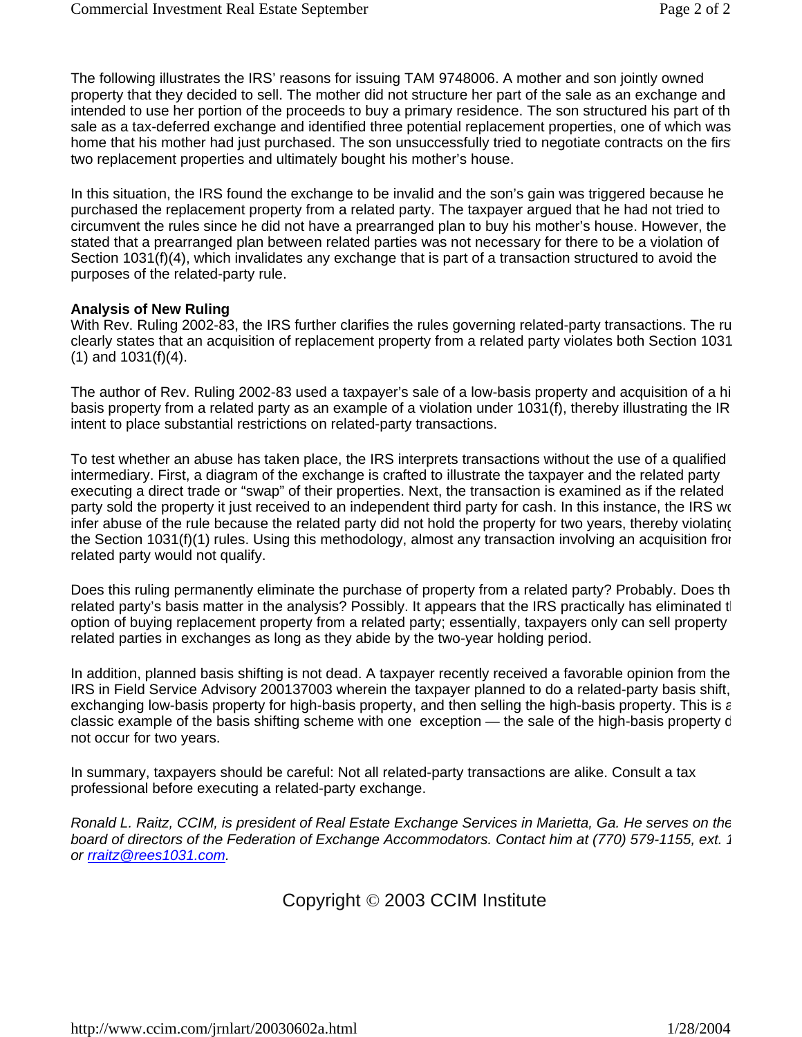The following illustrates the IRS' reasons for issuing TAM 9748006. A mother and son jointly owned property that they decided to sell. The mother did not structure her part of the sale as an exchange and intended to use her portion of the proceeds to buy a primary residence. The son structured his part of th sale as a tax-deferred exchange and identified three potential replacement properties, one of which was home that his mother had just purchased. The son unsuccessfully tried to negotiate contracts on the firs two replacement properties and ultimately bought his mother's house.

In this situation, the IRS found the exchange to be invalid and the son's gain was triggered because he purchased the replacement property from a related party. The taxpayer argued that he had not tried to circumvent the rules since he did not have a prearranged plan to buy his mother's house. However, the stated that a prearranged plan between related parties was not necessary for there to be a violation of Section 1031(f)(4), which invalidates any exchange that is part of a transaction structured to avoid the purposes of the related-party rule.

**Analysis of New Ruling**

With Rev. Ruling 2002-83, the IRS further clarifies the rules governing related-party transactions. The ru clearly states that an acquisition of replacement property from a related party violates both Section 1031 (1) and 1031(f)(4).

The author of Rev. Ruling 2002-83 used a taxpayer's sale of a low-basis property and acquisition of a hi basis property from a related party as an example of a violation under 1031(f), thereby illustrating the IR intent to place substantial restrictions on related-party transactions.

To test whether an abuse has taken place, the IRS interprets transactions without the use of a qualified intermediary. First, a diagram of the exchange is crafted to illustrate the taxpayer and the related party executing a direct trade or "swap" of their properties. Next, the transaction is examined as if the related party sold the property it just received to an independent third party for cash. In this instance, the IRS wo infer abuse of the rule because the related party did not hold the property for two years, thereby violating the Section 1031(f)(1) rules. Using this methodology, almost any transaction involving an acquisition fro related party would not qualify.

Does this ruling permanently eliminate the purchase of property from a related party? Probably. Does th related party's basis matter in the analysis? Possibly. It appears that the IRS practically has eliminated t option of buying replacement property from a related party; essentially, taxpayers only can sell property related parties in exchanges as long as they abide by the two-year holding period.

In addition, planned basis shifting is not dead. A taxpayer recently received a favorable opinion from the IRS in Field Service Advisory 200137003 wherein the taxpayer planned to do a related-party basis shift, exchanging low-basis property for high-basis property, and then selling the high-basis property. This is a classic example of the basis shifting scheme with one exception — the sale of the high-basis property d not occur for two years.

In summary, taxpayers should be careful: Not all related-party transactions are alike. Consult a tax professional before executing a related-party exchange.

*Ronald L. Raitz, CCIM, is president of Real Estate Exchange Services in Marietta, Ga. He serves on the board of directors of the Federation of Exchange Accommodators. Contact him at (770) 579-1155, ext. 1 or [rraitz@rees1031.com](mailto:rraitz@rees1031.com).*

Copyright © 2003 CCIM Institute